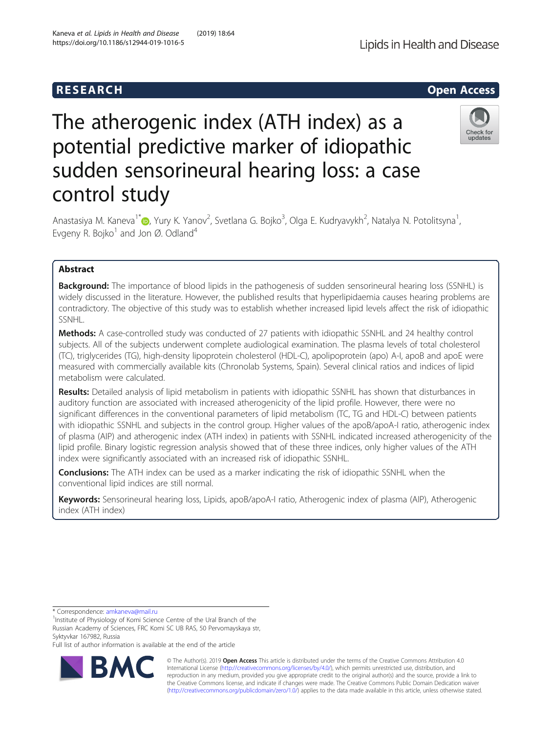RESEARCH Open Access

# The atherogenic index (ATH index) as a potential predictive marker of idiopathic sudden sensorineural hearing loss: a case control study

Anastasiya M. Kaneva[1*], Yury K. Yanov[2], Svetlana G. Bojko[3], Olga E. Kudryavykh[2], Natalya N. Potolitsyna[1], Evgeny R. Bojko[1] and Jon Ø. Odland[4]

## Abstract

**Background:** The importance of blood lipids in the pathogenesis of sudden sensorineural hearing loss (SSNHL) is widely discussed in the literature. However, the published results that hyperlipidaemia causes hearing problems are contradictory. The objective of this study was to establish whether increased lipid levels affect the risk of idiopathic SSNHL.

**Methods:** A case-controlled study was conducted of 27 patients with idiopathic SSNHL and 24 healthy control subjects. All of the subjects underwent complete audiological examination. The plasma levels of total cholesterol (TC), triglycerides (TG), high-density lipoprotein cholesterol (HDL-C), apolipoprotein (apo) A-I, apoB and apoE were measured with commercially available kits (Chronolab Systems, Spain). Several clinical ratios and indices of lipid metabolism were calculated.

**Results:** Detailed analysis of lipid metabolism in patients with idiopathic SSNHL has shown that disturbances in auditory function are associated with increased atherogenicity of the lipid profile. However, there were no significant differences in the conventional parameters of lipid metabolism (TC, TG and HDL-C) between patients with idiopathic SSNHL and subjects in the control group. Higher values of the apoB/apoA-I ratio, atherogenic index of plasma (AIP) and atherogenic index (ATH index) in patients with SSNHL indicated increased atherogenicity of the lipid profile. Binary logistic regression analysis showed that of these three indices, only higher values of the ATH index were significantly associated with an increased risk of idiopathic SSNHL.

**Conclusions:** The ATH index can be used as a marker indicating the risk of idiopathic SSNHL when the conventional lipid indices are still normal.

**Keywords:** Sensorineural hearing loss, Lipids, apoB/apoA-I ratio, Atherogenic index of plasma (AIP), Atherogenic index (ATH index)

* Correspondence: amkaneva@mail.ru

[1]Institute of Physiology of Komi Science Centre of the Ural Branch of the Russian Academy of Sciences, FRC Komi SC UB RAS, 50 Pervomayskaya str, Syktyvkar 167982, Russia

Full list of author information is available at the end of the article

© The Author(s). 2019 **Open Access** This article is distributed under the terms of the Creative Commons Attribution 4.0 International License (http://creativecommons.org/licenses/by/4.0/), which permits unrestricted use, distribution, and reproduction in any medium, provided you give appropriate credit to the original author(s) and the source, provide a link to the Creative Commons license, and indicate if changes were made. The Creative Commons Public Domain Dedication waiver (http://creativecommons.org/publicdomain/zero/1.0/) applies to the data made available in this article, unless otherwise stated.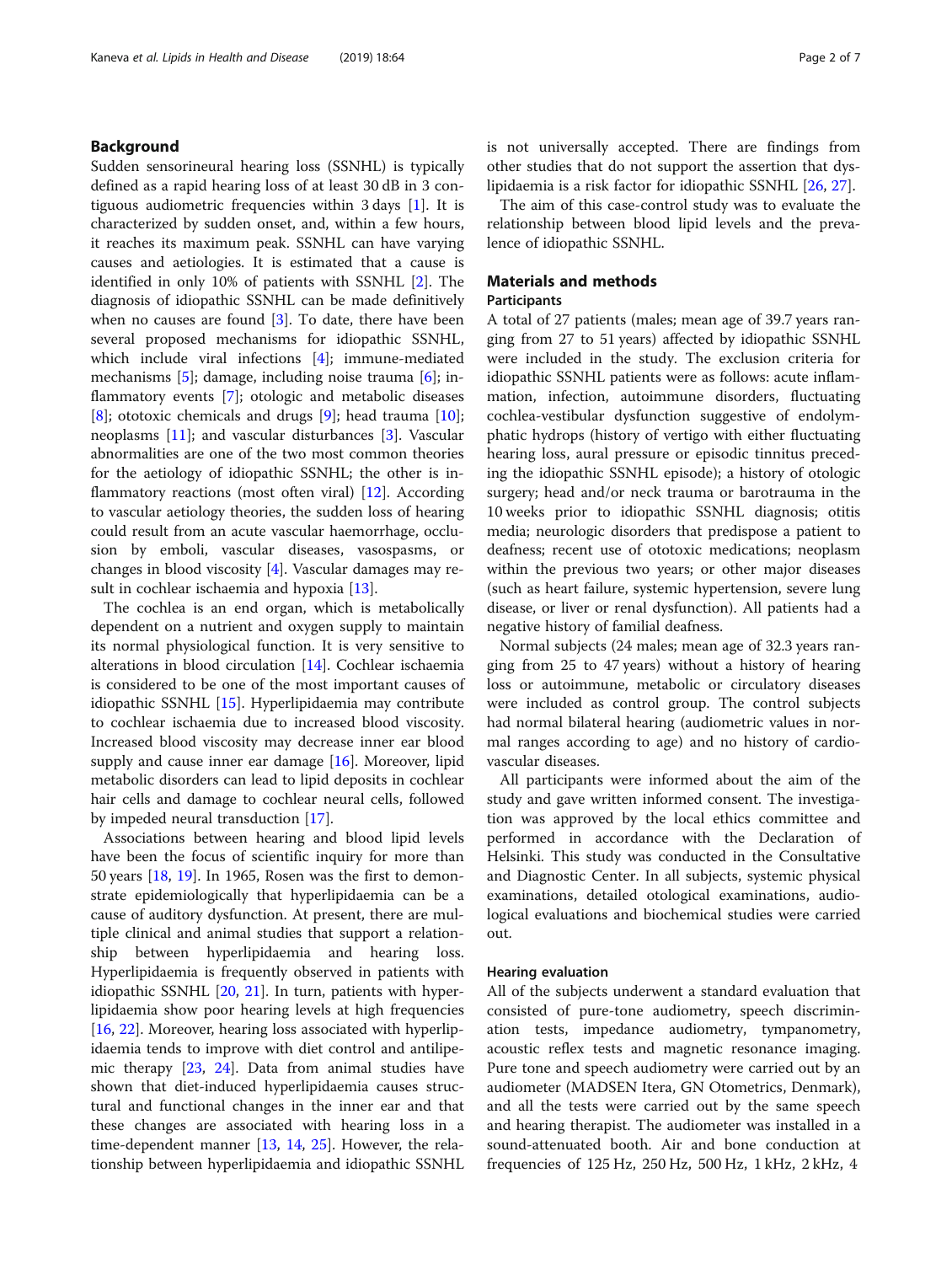## Background

Sudden sensorineural hearing loss (SSNHL) is typically defined as a rapid hearing loss of at least 30 dB in 3 contiguous audiometric frequencies within 3 days [1]. It is characterized by sudden onset, and, within a few hours, it reaches its maximum peak. SSNHL can have varying causes and aetiologies. It is estimated that a cause is identified in only 10% of patients with SSNHL [2]. The diagnosis of idiopathic SSNHL can be made definitively when no causes are found [3]. To date, there have been several proposed mechanisms for idiopathic SSNHL, which include viral infections [4]; immune-mediated mechanisms [5]; damage, including noise trauma [6]; inflammatory events [7]; otologic and metabolic diseases [8]; ototoxic chemicals and drugs [9]; head trauma [10]; neoplasms [11]; and vascular disturbances [3]. Vascular abnormalities are one of the two most common theories for the aetiology of idiopathic SSNHL; the other is inflammatory reactions (most often viral) [12]. According to vascular aetiology theories, the sudden loss of hearing could result from an acute vascular haemorrhage, occlusion by emboli, vascular diseases, vasospasms, or changes in blood viscosity [4]. Vascular damages may result in cochlear ischaemia and hypoxia [13].

The cochlea is an end organ, which is metabolically dependent on a nutrient and oxygen supply to maintain its normal physiological function. It is very sensitive to alterations in blood circulation [14]. Cochlear ischaemia is considered to be one of the most important causes of idiopathic SSNHL [15]. Hyperlipidaemia may contribute to cochlear ischaemia due to increased blood viscosity. Increased blood viscosity may decrease inner ear blood supply and cause inner ear damage [16]. Moreover, lipid metabolic disorders can lead to lipid deposits in cochlear hair cells and damage to cochlear neural cells, followed by impeded neural transduction [17].

Associations between hearing and blood lipid levels have been the focus of scientific inquiry for more than 50 years [18, 19]. In 1965, Rosen was the first to demonstrate epidemiologically that hyperlipidaemia can be a cause of auditory dysfunction. At present, there are multiple clinical and animal studies that support a relationship between hyperlipidaemia and hearing loss. Hyperlipidaemia is frequently observed in patients with idiopathic SSNHL [20, 21]. In turn, patients with hyperlipidaemia show poor hearing levels at high frequencies [16, 22]. Moreover, hearing loss associated with hyperlipidaemia tends to improve with diet control and antilipemic therapy [23, 24]. Data fro[m] animal studies have shown that diet-induced hyperlipidaemia causes structural and functional changes in the inner ear and that these changes are associated with hearing loss in a time-dependent manner [13, 14, 25]. However, the relationship between hyperlipidaemia and idiopathic SSNHL is not universally accepted. There are findings from other studies that do not support the assertion that dyslipidaemia is a risk factor for idiopathic SSNHL [26, 27].

The aim of this case-control study was to evaluate the relationship between blood lipid levels and the prevalence of idiopathic SSNHL.

## Materials and methods

### Participants

A total of 27 patients (males; mean age of 39.7 years ranging from 27 to 51 years) affected by idiopathic SSNHL were included in the study. The exclusion criteria for idiopathic SSNHL patients were as follows: acute inflammation, infection, autoimmune disorders, fluctuating cochlea-vestibular dysfunction suggestive of endolymphatic hydrops (history of vertigo with either fluctuating hearing loss, aural pressure or episodic tinnitus preceding the idiopathic SSNHL episode); a history of otologic surgery; head and/or neck trauma or barotrauma in the 10 weeks prior to idiopathic SSNHL diagnosis; otitis media; neurologic disorders that predispose a patient to deafness; recent use of ototoxic medications; neoplasm within the previous two years; or other major diseases (such as heart failure, systemic hypertension, severe lung disease, or liver or renal dysfunction). All patients had a negative history of familial deafness.

Normal subjects (24 males; mean age of 32.3 years ranging from 25 to 47 years) without a history of hearing loss or autoimmune, metabolic or circulatory diseases were included as control group. The control subjects had normal bilateral hearing (audiometric values in normal ranges according to age) and no history of cardiovascular diseases.

All participants were informed about the aim of the study and gave written informed consent. The investigation was approved by the local ethics committee and performed in accordance with the Declaration of Helsinki. This study was conducted in the Consultative and Diagnostic Center. In all subjects, systemic physical examinations, detailed otological examinations, audiological evaluations and biochemical studies were carried out.

### Hearing evaluation

All of the subjects underwent a standard evaluation that consisted of pure-tone audiometry, speech discrimination tests, impedance audiometry, tympanometry, acoustic reflex tests and magnetic resonance imaging. Pure tone and speech audiometry were carried out by an audiometer (MADSEN Itera, GN Otometrics, Denmark), and all the tests were carried out by the same speech and hearing therapist. The audiometer was installed in a sound-attenuated booth. Air and bone conduction at frequencies of 125 Hz, 250 Hz, 500 Hz, 1 kHz, 2 kHz, 4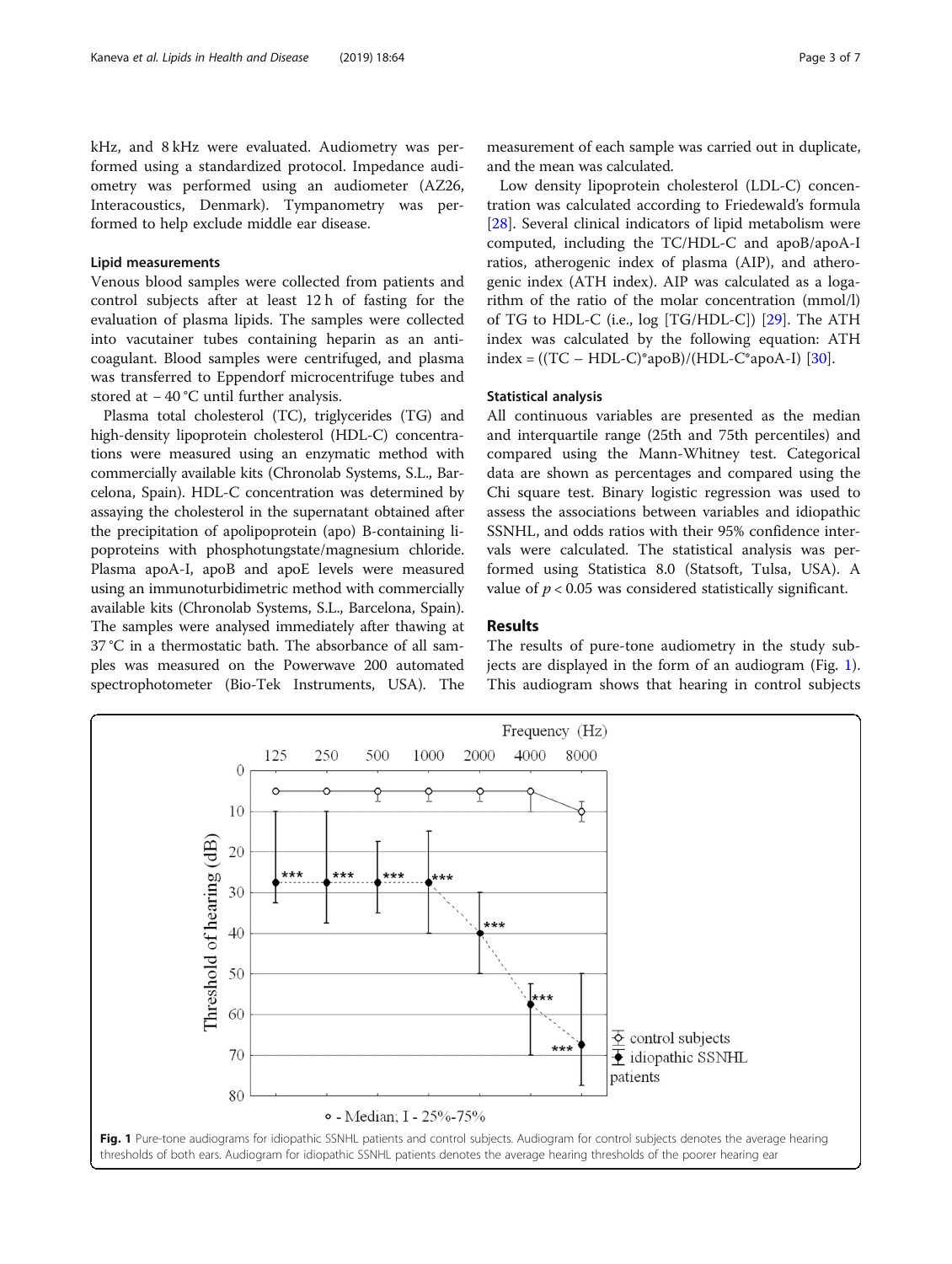kHz, and 8 kHz were evaluated. Audiometry was performed using a standardized protocol. Impedance audiometry was performed using an audiometer (AZ26, Interacoustics, Denmark). Tympanometry was performed to help exclude middle ear disease.

### Lipid measurements

Venous blood samples were collected from patients and control subjects after at least 12 h of fasting for the evaluation of plasma lipids. The samples were collected into vacutainer tubes containing heparin as an anticoagulant. Blood samples were centrifuged, and plasma was transferred to Eppendorf microcentrifuge tubes and stored at − 40 °C until further analysis.

Plasma total cholesterol (TC), triglycerides (TG) and high-density lipoprotein cholesterol (HDL-C) concentrations were measured using an enzymatic method with commercially available kits (Chronolab Systems, S.L., Barcelona, Spain). HDL-C concentration was determined by assaying the cholesterol in the supernatant obtained after the precipitation of apolipoprotein (apo) B-containing lipoproteins with phosphotungstate/magnesium chloride. Plasma apoA-I, apoB and apoE levels were measured using an immunoturbidimetric method with commercially available kits (Chronolab Systems, S.L., Barcelona, Spain). The samples were analysed immediately after thawing at 37 °C in a thermostatic bath. The absorbance of all samples was measured on the Powerwave 200 automated spectrophotometer (Bio-Tek Instruments, USA). The measurement of each sample was carried out in duplicate, and the mean was calculated.

Low density lipoprotein cholesterol (LDL-C) concentration was calculated according to Friedewald's formula [28]. Several clinical indicators of lipid metabolism were computed, including the TC/HDL-C and apoB/apoA-I ratios, atherogenic index of plasma (AIP), and atherogenic index (ATH index). AIP was calculated as a logarithm of the ratio of the molar concentration (mmol/l) of TG to HDL-C (i.e., log [TG/HDL-C]) [29]. The ATH index was calculated by the following equation: ATH index = ((TC − HDL-C)*apoB)/(HDL-C*apoA-I) [30].

### Statistical analysis

All continuous variables are presented as the median and interquartile range (25th and 75th percentiles) and compared using the Mann-Whitney test. Categorical data are shown as percentages and compared using the Chi square test. Binary logistic regression was used to assess the associations between variables and idiopathic SSNHL, and odds ratios with their 95% confidence intervals were calculated. The statistical analysis was performed using Statistica 8.0 (Statsoft, Tulsa, USA). A value of $p < 0.05$ was considered statistically significant.

## Results

The results of pure-tone audiometry in the study subjects are displayed in the form of an audiogram (Fig. 1). This audiogram shows that hearing in control subjects

**Fig. 1** Pure-tone audiograms for idiopathic SSNHL patients and control subjects. Audiogram for control subjects denotes the average hearing thresholds of both ears. Audiogram for idiopathic SSNHL patients denotes the average hearing thresholds of the poorer hearing ear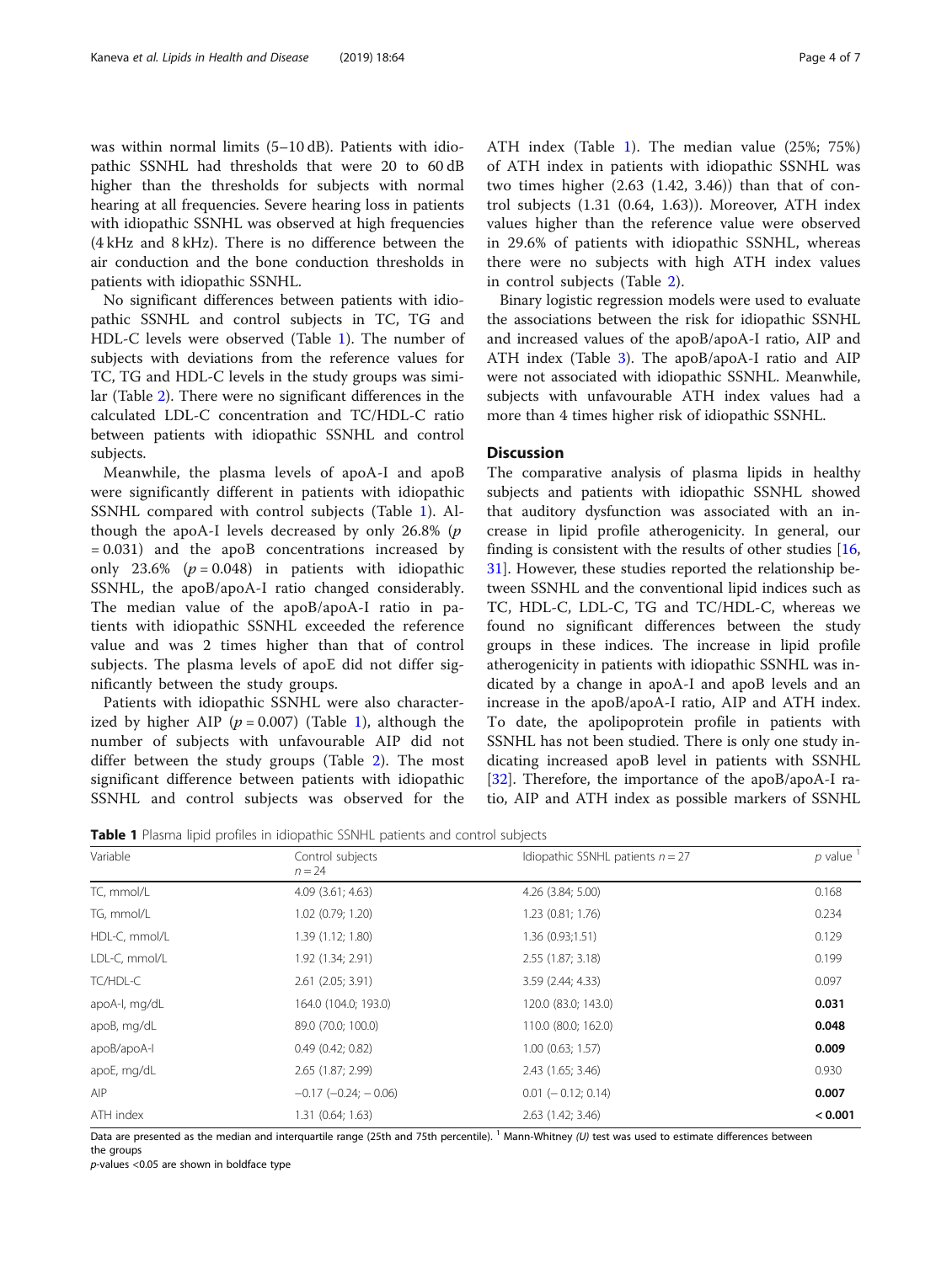was within normal limits (5–10 dB). Patients with idiopathic SSNHL had thresholds that were 20 to 60 dB higher than the thresholds for subjects with normal hearing at all frequencies. Severe hearing loss in patients with idiopathic SSNHL was observed at high frequencies (4 kHz and 8 kHz). There is no difference between the air conduction and the bone conduction thresholds in patients with idiopathic SSNHL.

No significant differences between patients with idiopathic SSNHL and control subjects in TC, TG and HDL-C levels were observed (Table 1). The number of subjects with deviations from the reference values for TC, TG and HDL-C levels in the study groups was similar (Table 2). There were no significant differences in the calculated LDL-C concentration and TC/HDL-C ratio between patients with idiopathic SSNHL and control subjects.

Meanwhile, the plasma levels of apoA-I and apoB were significantly different in patients with idiopathic SSNHL compared with control subjects (Table 1). Although the apoA-I levels decreased by only 26.8% ($p = 0.031$) and the apoB concentrations increased by only 23.6% ($p = 0.048$) in patients with idiopathic SSNHL, the apoB/apoA-I ratio changed considerably. The median value of the apoB/apoA-I ratio in patients with idiopathic SSNHL exceeded the reference value and was 2 times higher than that of control subjects. The plasma levels of apoE did not differ significantly between the study groups.

Patients with idiopathic SSNHL were also characterized by higher AIP ($p = 0.007$) (Table 1), although the number of subjects with unfavourable AIP did not differ between the study groups (Table 2). The most significant difference between patients with idiopathic SSNHL and control subjects was observed for the ATH index (Table 1). The median value (25%; 75%) of ATH index in patients with idiopathic SSNHL was two times higher (2.63 (1.42, 3.46)) than that of control subjects (1.31 (0.64, 1.63)). Moreover, ATH index values higher than the reference value were observed in 29.6% of patients with idiopathic SSNHL, whereas there were no subjects with high ATH index values in control subjects (Table 2).

Binary logistic regression models were used to evaluate the associations between the risk for idiopathic SSNHL and increased values of the apoB/apoA-I ratio, AIP and ATH index (Table 3). The apoB/apoA-I ratio and AIP were not associated with idiopathic SSNHL. Meanwhile, subjects with unfavourable ATH index values had a more than 4 times higher risk of idiopathic SSNHL.

## Discussion

The comparative analysis of plasma lipids in healthy subjects and patients with idiopathic SSNHL showed that auditory dysfunction was associated with an increase in lipid profile atherogenicity. In general, our finding is consistent with the results of other studies [16, 31]. However, these studies reported the relationship between SSNHL and the conventional lipid indices such as TC, HDL-C, LDL-C, TG and TC/HDL-C, whereas we found no significant differences between the study groups in these indices. The increase in lipid profile atherogenicity in patients with idiopathic SSNHL was indicated by a change in apoA-I and apoB levels and an increase in the apoB/apoA-I ratio, AIP and ATH index. To date, the apolipoprotein profile in patients with SSNHL has not been studied. There is only one study indicating increased apoB level in patients with SSNHL [32]. Therefore, the importance of the apoB/apoA-I ratio, AIP and ATH index as possible markers of SSNHL

**Table 1** Plasma lipid profiles in idiopathic SSNHL patients and control subjects

| Variable | Control subjects $n = 24$ | Idiopathic SSNHL patients $n = 27$ | $p$ value [1] |
|---|---|---|---|
| TC, mmol/L | 4.09 (3.61; 4.63) | 4.26 (3.84; 5.00) | 0.168 |
| TG, mmol/L | 1.02 (0.79; 1.20) | 1.23 (0.81; 1.76) | 0.234 |
| HDL-C, mmol/L | 1.39 (1.12; 1.80) | 1.36 (0.93;1.51) | 0.129 |
| LDL-C, mmol/L | 1.92 (1.34; 2.91) | 2.55 (1.87; 3.18) | 0.199 |
| TC/HDL-C | 2.61 (2.05; 3.91) | 3.59 (2.44; 4.33) | 0.097 |
| apoA-I, mg/dL | 164.0 (104.0; 193.0) | 120.0 (83.0; 143.0) | **0.031** |
| apoB, mg/dL | 89.0 (70.0; 100.0) | 110.0 (80.0; 162.0) | **0.048** |
| apoB/apoA-I | 0.49 (0.42; 0.82) | 1.00 (0.63; 1.57) | **0.009** |
| apoE, mg/dL | 2.65 (1.87; 2.99) | 2.43 (1.65; 3.46) | 0.930 |
| AIP | −0.17 (−0.24; −0.06) | 0.01 (−0.12; 0.14) | **0.007** |
| ATH index | 1.31 (0.64; 1.63) | 2.63 (1.42; 3.46) | **< 0.001** |

Data are presented as the median and interquartile range (25th and 75th percentile). [1] Mann-Whitney *(U)* test was used to estimate differences between the groups

*p*-values <0.05 are shown in boldface type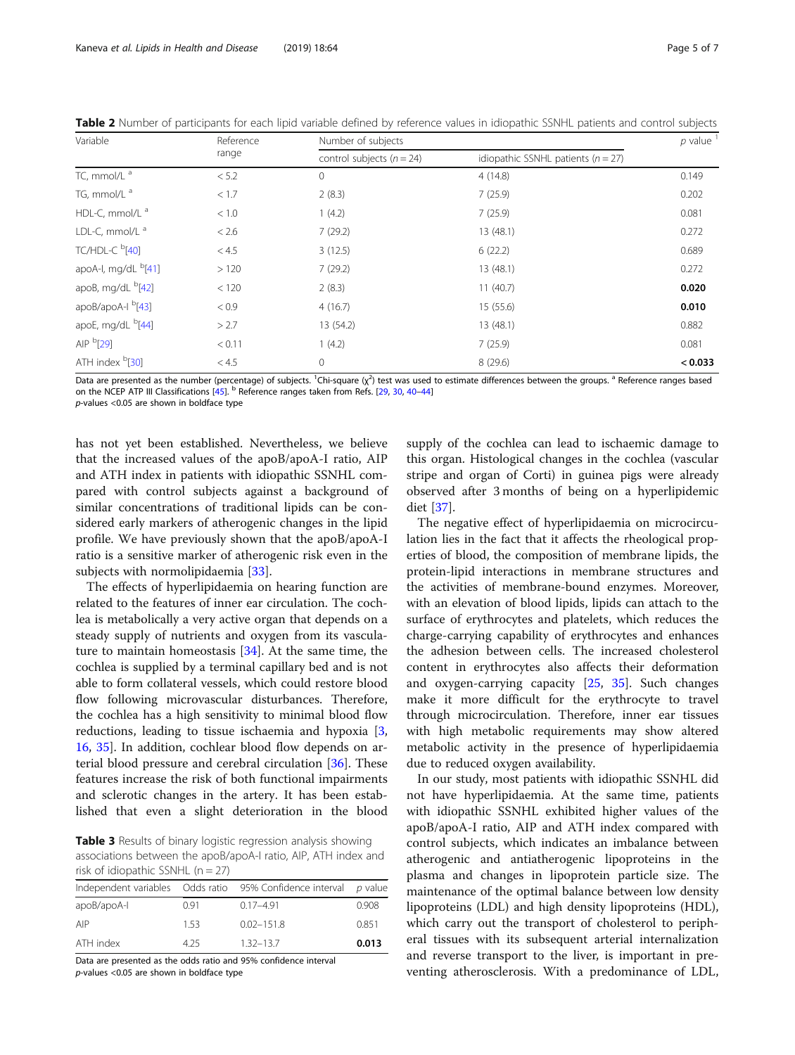**Table 2** Number of participants for each lipid variable defined by reference values in idiopathic SSNHL patients and control subjects

| Variable | Reference range | Number of subjects | | p value [1] |
|---|---|---|---|---|
| | | control subjects (n = 24) | idiopathic SSNHL patients (n = 27) | |
| TC, mmol/L [a] | < 5.2 | 0 | 4 (14.8) | 0.149 |
| TG, mmol/L [a] | < 1.7 | 2 (8.3) | 7 (25.9) | 0.202 |
| HDL-C, mmol/L [a] | < 1.0 | 1 (4.2) | 7 (25.9) | 0.081 |
| LDL-C, mmol/L [a] | < 2.6 | 7 (29.2) | 13 (48.1) | 0.272 |
| TC/HDL-C [b][40] | < 4.5 | 3 (12.5) | 6 (22.2) | 0.689 |
| apoA-I, mg/dL [b][41] | > 120 | 7 (29.2) | 13 (48.1) | 0.272 |
| apoB, mg/dL [b][42] | < 120 | 2 (8.3) | 11 (40.7) | **0.020** |
| apoB/apoA-I [b][43] | < 0.9 | 4 (16.7) | 15 (55.6) | **0.010** |
| apoE, mg/dL [b][44] | > 2.7 | 13 (54.2) | 13 (48.1) | 0.882 |
| AIP [b][29] | < 0.11 | 1 (4.2) | 7 (25.9) | 0.081 |
| ATH index [b][30] | < 4.5 | 0 | 8 (29.6) | **< 0.033** |

Data are presented as the number (percentage) of subjects. [1]Chi-square ($\chi^2$) test was used to estimate differences between the groups. [a] Reference ranges based on the NCEP ATP III Classifications [45]. [b] Reference ranges taken from Refs. [29, 30, 40–44]
p-values <0.05 are shown in boldface type

has not yet been established. Nevertheless, we believe that the increased values of the apoB/apoA-I ratio, AIP and ATH index in patients with idiopathic SSNHL compared with control subjects against a background of similar concentrations of traditional lipids can be considered early markers of atherogenic changes in the lipid profile. We have previously shown that the apoB/apoA-I ratio is a sensitive marker of atherogenic risk even in the subjects with normolipidaemia [33].

The effects of hyperlipidaemia on hearing function are related to the features of inner ear circulation. The cochlea is metabolically a very active organ that depends on a steady supply of nutrients and oxygen from its vasculature to maintain homeostasis [34]. At the same time, the cochlea is supplied by a terminal capillary bed and is not able to form collateral vessels, which could restore blood flow following microvascular disturbances. Therefore, the cochlea has a high sensitivity to minimal blood flow reductions, leading to tissue ischaemia and hypoxia [3, 16, 35]. In addition, cochlear blood flow depends on arterial blood pressure and cerebral circulation [36]. These features increase the risk of both functional impairments and sclerotic changes in the artery. It has been established that even a slight deterioration in the blood supply of the cochlea can lead to ischaemic damage to this organ. Histological changes in the cochlea (vascular stripe and organ of Corti) in guinea pigs were already observed after 3 months of being on a hyperlipidemic diet [37].

**Table 3** Results of binary logistic regression analysis showing associations between the apoB/apoA-I ratio, AIP, ATH index and risk of idiopathic SSNHL (n = 27)

| Independent variables | Odds ratio | 95% Confidence interval | p value |
|---|---|---|---|
| apoB/apoA-I | 0.91 | 0.17–4.91 | 0.908 |
| AIP | 1.53 | 0.02–151.8 | 0.851 |
| ATH index | 4.25 | 1.32–13.7 | **0.013** |

Data are presented as the odds ratio and 95% confidence interval
p-values <0.05 are shown in boldface type

The negative effect of hyperlipidaemia on microcirculation lies in the fact that it affects the rheological properties of blood, the composition of membrane lipids, the protein-lipid interactions in membrane structures and the activities of membrane-bound enzymes. Moreover, with an elevation of blood lipids, lipids can attach to the surface of erythrocytes and platelets, which reduces the charge-carrying capability of erythrocytes and enhances the adhesion between cells. The increased cholesterol content in erythrocytes also affects their deformation and oxygen-carrying capacity [25, 35]. Such changes make it more difficult for the erythrocyte to travel through microcirculation. Therefore, inner ear tissues with high metabolic requirements may show altered metabolic activity in the presence of hyperlipidaemia due to reduced oxygen availability.

In our study, most patients with idiopathic SSNHL did not have hyperlipidaemia. At the same time, patients with idiopathic SSNHL exhibited higher values of the apoB/apoA-I ratio, AIP and ATH index compared with control subjects, which indicates an imbalance between atherogenic and antiatherogenic lipoproteins in the plasma and changes in lipoprotein particle size. The maintenance of the optimal balance between low density lipoproteins (LDL) and high density lipoproteins (HDL), which carry out the transport of cholesterol to peripheral tissues with its subsequent arterial internalization and reverse transport to the liver, is important in preventing atherosclerosis. With a predominance of LDL,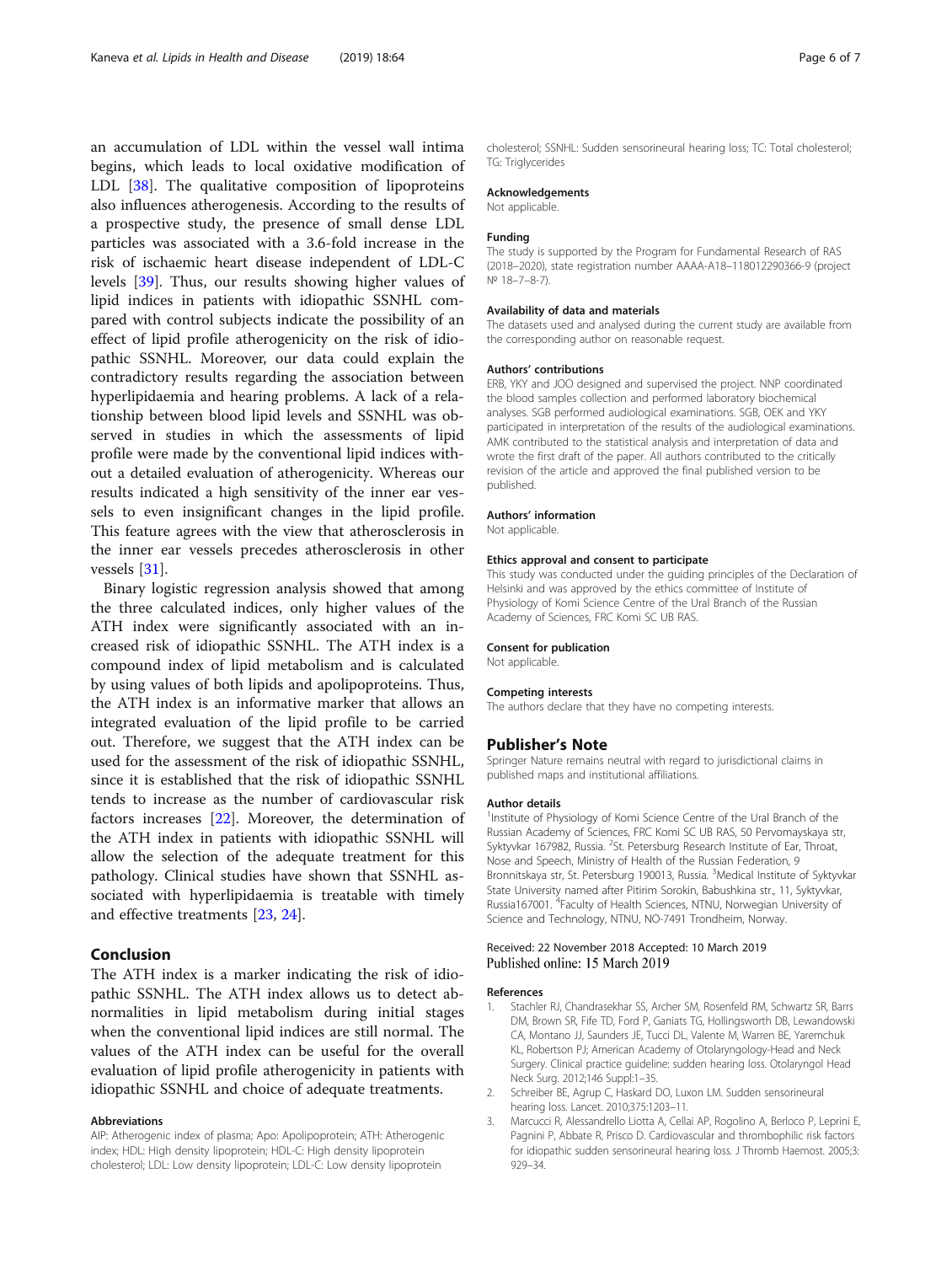an accumulation of LDL within the vessel wall intima begins, which leads to local oxidative modification of LDL [38]. The qualitative composition of lipoproteins also influences atherogenesis. According to the results of a prospective study, the presence of small dense LDL particles was associated with a 3.6-fold increase in the risk of ischaemic heart disease independent of LDL-C levels [39]. Thus, our results showing higher values of lipid indices in patients with idiopathic SSNHL compared with control subjects indicate the possibility of an effect of lipid profile atherogenicity on the risk of idiopathic SSNHL. Moreover, our data could explain the contradictory results regarding the association between hyperlipidaemia and hearing problems. A lack of a relationship between blood lipid levels and SSNHL was observed in studies in which the assessments of lipid profile were made by the conventional lipid indices without a detailed evaluation of atherogenicity. Whereas our results indicated a high sensitivity of the inner ear vessels to even insignificant changes in the lipid profile. This feature agrees with the view that atherosclerosis in the inner ear vessels precedes atherosclerosis in other vessels [31].

Binary logistic regression analysis showed that among the three calculated indices, only higher values of the ATH index were significantly associated with an increased risk of idiopathic SSNHL. The ATH index is a compound index of lipid metabolism and is calculated by using values of both lipids and apolipoproteins. Thus, the ATH index is an informative marker that allows an integrated evaluation of the lipid profile to be carried out. Therefore, we suggest that the ATH index can be used for the assessment of the risk of idiopathic SSNHL, since it is established that the risk of idiopathic SSNHL tends to increase as the number of cardiovascular risk factors increases [22]. Moreover, the determination of the ATH index in patients with idiopathic SSNHL will allow the selection of the adequate treatment for this pathology. Clinical studies have shown that SSNHL associated with hyperlipidaemia is treatable with timely and effective treatments [23, 24].

## Conclusion

The ATH index is a marker indicating the risk of idiopathic SSNHL. The ATH index allows us to detect abnormalities in lipid metabolism during initial stages when the conventional lipid indices are still normal. The values of the ATH index can be useful for the overall evaluation of lipid profile atherogenicity in patients with idiopathic SSNHL and choice of adequate treatments.

#### Abbreviations

AIP: Atherogenic index of plasma; Apo: Apolipoprotein; ATH: Atherogenic index; HDL: High density lipoprotein; HDL-C: High density lipoprotein cholesterol; LDL: Low density lipoprotein; LDL-C: Low density lipoprotein cholesterol; SSNHL: Sudden sensorineural hearing loss; TC: Total cholesterol; TG: Triglycerides

#### Acknowledgements

Not applicable.

#### Funding

The study is supported by the Program for Fundamental Research of RAS (2018–2020), state registration number AAAA-A18–118012290366-9 (project № 18–7–8-7).

#### Availability of data and materials

The datasets used and analysed during the current study are available from the corresponding author on reasonable request.

#### Authors' contributions

ERB, YKY and JOO designed and supervised the project. NNP coordinated the blood samples collection and performed laboratory biochemical analyses. SGB performed audiological examinations. SGB, OEK and YKY participated in interpretation of the results of the audiological examinations. AMK contributed to the statistical analysis and interpretation of data and wrote the first draft of the paper. All authors contributed to the critically revision of the article and approved the final published version to be published.

#### Authors' information

Not applicable.

#### Ethics approval and consent to participate

This study was conducted under the guiding principles of the Declaration of Helsinki and was approved by the ethics committee of Institute of Physiology of Komi Science Centre of the Ural Branch of the Russian Academy of Sciences, FRC Komi SC UB RAS.

#### Consent for publication

Not applicable.

#### Competing interests

The authors declare that they have no competing interests.

## Publisher's Note

Springer Nature remains neutral with regard to jurisdictional claims in published maps and institutional affiliations.

#### Author details

[1]Institute of Physiology of Komi Science Centre of the Ural Branch of the Russian Academy of Sciences, FRC Komi SC UB RAS, 50 Pervomayskaya str, Syktyvkar 167982, Russia. [2]St. Petersburg Research Institute of Ear, Throat, Nose and Speech, Ministry of Health of the Russian Federation, 9 Bronnitskaya str, St. Petersburg 190013, Russia. [3]Medical Institute of Syktyvkar State University named after Pitirim Sorokin, Babushkina str., 11, Syktyvkar, Russia167001. [4]Faculty of Health Sciences, NTNU, Norwegian University of Science and Technology, NTNU, NO-7491 Trondheim, Norway.

Received: 22 November 2018 Accepted: 10 March 2019
Published online: 15 March 2019

#### References

1. Stachler RJ, Chandrasekhar SS, Archer SM, Rosenfeld RM, Schwartz SR, Barrs DM, Brown SR, Fife TD, Ford P, Ganiats TG, Hollingsworth DB, Lewandowski CA, Montano JJ, Saunders JE, Tucci DL, Valente M, Warren BE, Yaremchuk KL, Robertson PJ; American Academy of Otolaryngology-Head and Neck Surgery. Clinical practice guideline: sudden hearing loss. Otolaryngol Head Neck Surg. 2012;146 Suppl:1–35.
2. Schreiber BE, Agrup C, Haskard DO, Luxon LM. Sudden sensorineural hearing loss. Lancet. 2010;375:1203–11.
3. Marcucci R, Alessandrello Liotta A, Cellai AP, Rogolino A, Berloco P, Leprini E, Pagnini P, Abbate R, Prisco D. Cardiovascular and thrombophilic risk factors for idiopathic sudden sensorineural hearing loss. J Thromb Haemost. 2005;3:929–34.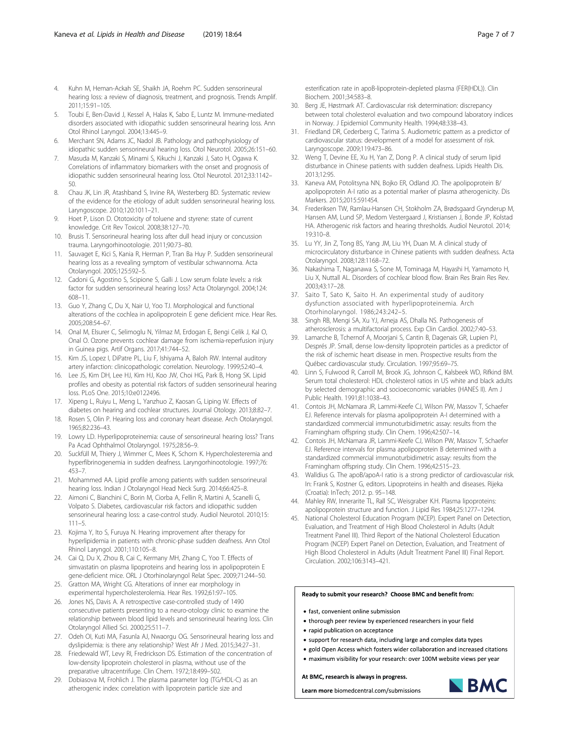4. Kuhn M, Heman-Ackah SE, Shaikh JA, Roehm PC. Sudden sensorineural hearing loss: a review of diagnosis, treatment, and prognosis. Trends Amplif. 2011;15:91–105.
5. Toubi E, Ben-David J, Kessel A, Halas K, Sabo E, Luntz M. Immune-mediated disorders associated with idiopathic sudden sensorineural hearing loss. Ann Otol Rhinol Laryngol. 2004;13:445–9.
6. Merchant SN, Adams JC, Nadol JB. Pathology and pathophysiology of idiopathic sudden sensorineural hearing loss. Otol Neurotol. 2005;26:151–60.
7. Masuda M, Kanzaki S, Minami S, Kikuchi J, Kanzaki J, Sato H, Ogawa K. Correlations of inflammatory biomarkers with the onset and prognosis of idiopathic sudden sensorineural hearing loss. Otol Neurotol. 2012;33:1142–50.
8. Chau JK, Lin JR, Atashband S, Irvine RA, Westerberg BD. Systematic review of the evidence for the etiology of adult sudden sensorineural hearing loss. Laryngoscope. 2010;120:1011–21.
9. Hoet P, Lison D. Ototoxicity of toluene and styrene: state of current knowledge. Crit Rev Toxicol. 2008;38:127–70.
10. Brusis T. Sensorineural hearing loss after dull head injury or concussion trauma. Laryngorhinootologie. 2011;90:73–80.
11. Sauvaget E, Kici S, Kania R, Herman P, Tran Ba Huy P. Sudden sensorineural hearing loss as a revealing symptom of vestibular schwannoma. Acta Otolaryngol. 2005;125:592–5.
12. Cadoni G, Agostino S, Scipione S, Galli J. Low serum folate levels: a risk factor for sudden sensorineural hearing loss? Acta Otolaryngol. 2004;124:608–11.
13. Guo Y, Zhang C, Du X, Nair U, Yoo TJ. Morphological and functional alterations of the cochlea in apolipoprotein E gene deficient mice. Hear Res. 2005;208:54–67.
14. Onal M, Elsurer C, Selimoglu N, Yilmaz M, Erdogan E, Bengi Celik J, Kal O, Onal O. Ozone prevents cochlear damage from ischemia-reperfusion injury in Guinea pigs. Artif Organs. 2017;41:744–52.
15. Kim JS, Lopez I, DiPatre PL, Liu F, Ishiyama A, Baloh RW. Internal auditory artery infarction: clinicopathologic correlation. Neurology. 1999;52:40–4.
16. Lee JS, Kim DH, Lee HJ, Kim HJ, Koo JW, Choi HG, Park B, Hong SK. Lipid profiles and obesity as potential risk factors of sudden sensorineural hearing loss. PLoS One. 2015;10:e0122496.
17. Xipeng L, Ruiyu L, Meng L, Yanzhuo Z, Kaosan G, Liping W. Effects of diabetes on hearing and cochlear structures. Journal Otology. 2013;8:82–7.
18. Rosen S, Olin P. Hearing loss and coronary heart disease. Arch Otolaryngol. 1965;82:236–43.
19. Lowry LD. Hyperlipoproteinemia: cause of sensorineural hearing loss? Trans Pa Acad Ophthalmol Otolaryngol. 1975;28:56–9.
20. Suckfüll M, Thiery J, Wimmer C, Mees K, Schorn K. Hypercholesteremia and hyperfibrinogenemia in sudden deafness. Laryngorhinootologie. 1997;76:453–7.
21. Mohammed AA. Lipid profile among patients with sudden sensorineural hearing loss. Indian J Otolaryngol Head Neck Surg. 2014;66:425–8.
22. Aimoni C, Bianchini C, Borin M, Ciorba A, Fellin R, Martini A, Scanelli G, Volpato S. Diabetes, cardiovascular risk factors and idiopathic sudden sensorineural hearing loss: a case-control study. Audiol Neurotol. 2010;15:111–5.
23. Kojima Y, Ito S, Furuya N. Hearing improvement after therapy for hyperlipidemia in patients with chronic-phase sudden deafness. Ann Otol Rhinol Laryngol. 2001;110:105–8.
24. Cai Q, Du X, Zhou B, Cai C, Kermany MH, Zhang C, Yoo T. Effects of simvastatin on plasma lipoproteins and hearing loss in apolipoprotein E gene-deficient mice. ORL J Otorhinolaryngol Relat Spec. 2009;71:244–50.
25. Gratton MA, Wright CG. Alterations of inner ear morphology in experimental hypercholesterolemia. Hear Res. 1992;61:97–105.
26. Jones NS, Davis A. A retrospective case-controlled study of 1490 consecutive patients presenting to a neuro-otology clinic to examine the relationship between blood lipid levels and sensorineural hearing loss. Clin Otolaryngol Allied Sci. 2000;25:511–7.
27. Odeh OI, Kuti MA, Fasunla AJ, Nwaorgu OG. Sensorineural hearing loss and dyslipidemia: is there any relationship? West Afr J Med. 2015;34:27–31.
28. Friedewald WT, Levy RI, Fredrickson DS. Estimation of the concentration of low-density lipoprotein cholesterol in plasma, without use of the preparative ultracentrifuge. Clin Chem. 1972;18:499–502.
29. Dobiasova M, Frohlich J. The plasma parameter log (TG/HDL-C) as an atherogenic index: correlation with lipoprotein particle size and esterification rate in apoB-lipoprotein-depleted plasma (FER(HDL)). Clin Biochem. 2001;34:583–8.
30. Berg JE, Høstmark AT. Cardiovascular risk determination: discrepancy between total cholesterol evaluation and two compound laboratory indices in Norway. J Epidemiol Community Health. 1994;48:338–43.
31. Friedland DR, Cederberg C, Tarima S. Audiometric pattern as a predictor of cardiovascular status: development of a model for assessment of risk. Laryngoscope. 2009;119:473–86.
32. Weng T, Devine EE, Xu H, Yan Z, Dong P. A clinical study of serum lipid disturbance in Chinese patients with sudden deafness. Lipids Health Dis. 2013;12:95.
33. Kaneva AM, Potolitsyna NN, Bojko ER, Odland JO. The apolipoprotein B/apolipoprotein A-I ratio as a potential marker of plasma atherogenicity. Dis Markers. 2015;2015:591454.
34. Frederiksen TW, Ramlau-Hansen CH, Stokholm ZA, Brødsgaard Grynderup M, Hansen AM, Lund SP, Medom Vestergaard J, Kristiansen J, Bonde JP, Kolstad HA. Atherogenic risk factors and hearing thresholds. Audiol Neurotol. 2014;19:310–8.
35. Lu YY, Jin Z, Tong BS, Yang JM, Liu YH, Duan M. A clinical study of microcirculatory disturbance in Chinese patients with sudden deafness. Acta Otolaryngol. 2008;128:1168–72.
36. Nakashima T, Naganawa S, Sone M, Tominaga M, Hayashi H, Yamamoto H, Liu X, Nuttall AL. Disorders of cochlear blood flow. Brain Res Brain Res Rev. 2003;43:17–28.
37. Saito T, Sato K, Saito H. An experimental study of auditory dysfunction associated with hyperlipoproteinemia. Arch Otorhinolaryngol. 1986;243:242–5.
38. Singh RB, Mengi SA, Xu YJ, Arneja AS, Dhalla NS. Pathogenesis of atherosclerosis: a multifactorial process. Exp Clin Cardiol. 2002;7:40–53.
39. Lamarche B, Tchernof A, Moorjani S, Cantin B, Dagenais GR, Lupien PJ, Després JP. Small, dense low-density lipoprotein particles as a predictor of the risk of ischemic heart disease in men. Prospective results from the Québec cardiovascular study. Circulation. 1997;95:69–75.
40. Linn S, Fulwood R, Carroll M, Brook JG, Johnson C, Kalsbeek WD, Rifkind BM. Serum total cholesterol: HDL cholesterol ratios in US white and black adults by selected demographic and socioeconomic variables (HANES II). Am J Public Health. 1991;81:1038–43.
41. Contois JH, McNamara JR, Lammi-Keefe CJ, Wilson PW, Massov T, Schaefer EJ. Reference intervals for plasma apolipoprotein A-I determined with a standardized commercial immunoturbidimetric assay: results from the Framingham offspring study. Clin Chem. 1996;42:507–14.
42. Contois JH, McNamara JR, Lammi-Keefe CJ, Wilson PW, Massov T, Schaefer EJ. Reference intervals for plasma apolipoprotein B determined with a standardized commercial immunoturbidimetric assay: results from the Framingham offspring study. Clin Chem. 1996;42:515–23.
43. Walldius G. The apoB/apoA-I ratio is a strong predictor of cardiovascular risk. In: Frank S, Kostner G, editors. Lipoproteins in health and diseases. Rijeka (Croatia): InTech; 2012. p. 95–148.
44. Mahley RW, Innerarite TL, Rall SC, Weisgraber K.H. Plasma lipoproteins: apolipoprotein structure and function. J Lipid Res 1984;25:1277–1294.
45. National Cholesterol Education Program (NCEP). Expert Panel on Detection, Evaluation, and Treatment of High Blood Cholesterol in Adults (Adult Treatment Panel III). Third Report of the National Cholesterol Education Program (NCEP) Expert Panel on Detection, Evaluation, and Treatment of High Blood Cholesterol in Adults (Adult Treatment Panel III) Final Report. Circulation. 2002;106:3143–421.

**Ready to submit your research? Choose BMC and benefit from:**

- fast, convenient online submission
- thorough peer review by experienced researchers in your field
- rapid publication on acceptance
- support for research data, including large and complex data types
- gold Open Access which fosters wider collaboration and increased citations
- maximum visibility for your research: over 100M website views per year

**At BMC, research is always in progress.**

**Learn more** biomedcentral.com/submissions

BMC